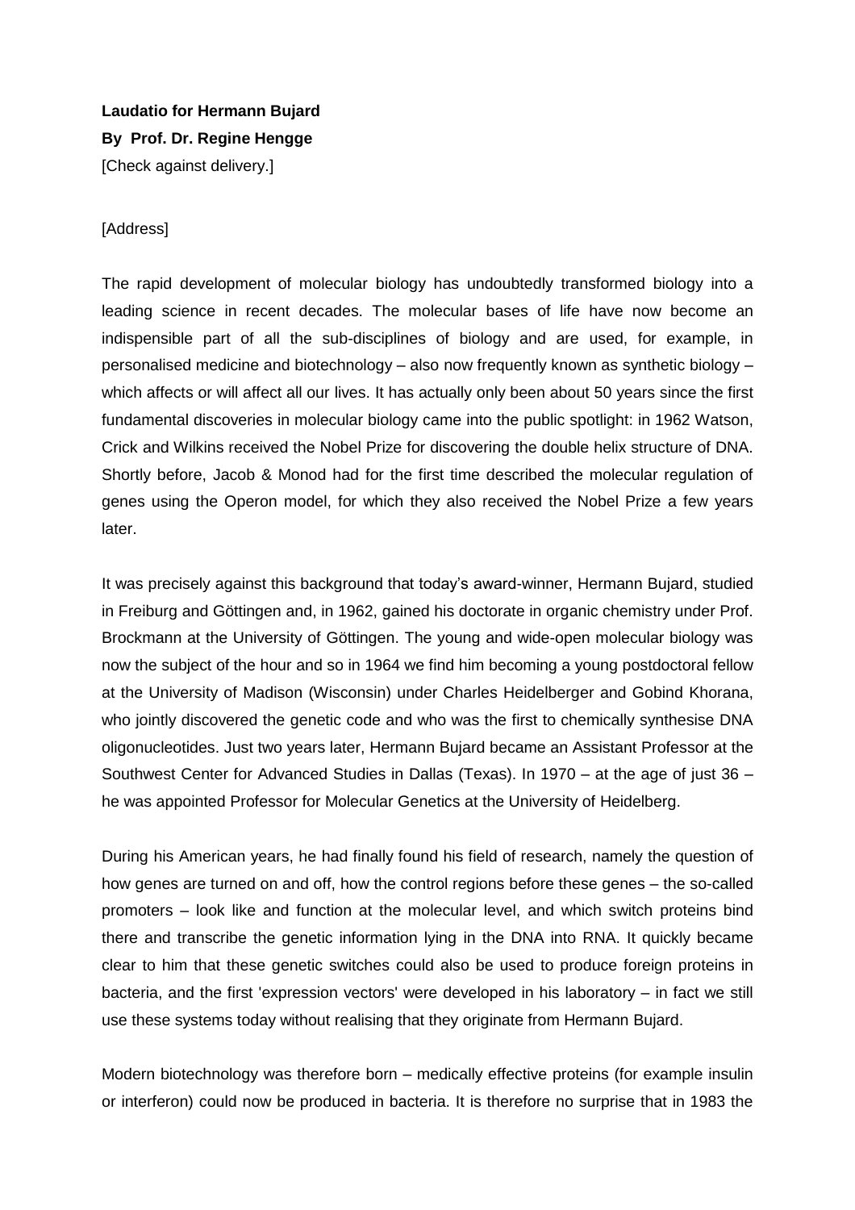**Laudatio for Hermann Bujard**

**By Prof. Dr. Regine Hengge**

[Check against delivery.]

[Address]

The rapid development of molecular biology has undoubtedly transformed biology into a leading science in recent decades. The molecular bases of life have now become an indispensible part of all the sub-disciplines of biology and are used, for example, in personalised medicine and biotechnology – also now frequently known as synthetic biology – which affects or will affect all our lives. It has actually only been about 50 years since the first fundamental discoveries in molecular biology came into the public spotlight: in 1962 Watson, Crick and Wilkins received the Nobel Prize for discovering the double helix structure of DNA. Shortly before, Jacob & Monod had for the first time described the molecular regulation of genes using the Operon model, for which they also received the Nobel Prize a few years later.

It was precisely against this background that today's award-winner, Hermann Bujard, studied in Freiburg and Göttingen and, in 1962, gained his doctorate in organic chemistry under Prof. Brockmann at the University of Göttingen. The young and wide-open molecular biology was now the subject of the hour and so in 1964 we find him becoming a young postdoctoral fellow at the University of Madison (Wisconsin) under Charles Heidelberger and Gobind Khorana, who jointly discovered the genetic code and who was the first to chemically synthesise DNA oligonucleotides. Just two years later, Hermann Bujard became an Assistant Professor at the Southwest Center for Advanced Studies in Dallas (Texas). In 1970 – at the age of just 36 – he was appointed Professor for Molecular Genetics at the University of Heidelberg.

During his American years, he had finally found his field of research, namely the question of how genes are turned on and off, how the control regions before these genes – the so-called promoters – look like and function at the molecular level, and which switch proteins bind there and transcribe the genetic information lying in the DNA into RNA. It quickly became clear to him that these genetic switches could also be used to produce foreign proteins in bacteria, and the first 'expression vectors' were developed in his laboratory – in fact we still use these systems today without realising that they originate from Hermann Bujard.

Modern biotechnology was therefore born – medically effective proteins (for example insulin or interferon) could now be produced in bacteria. It is therefore no surprise that in 1983 the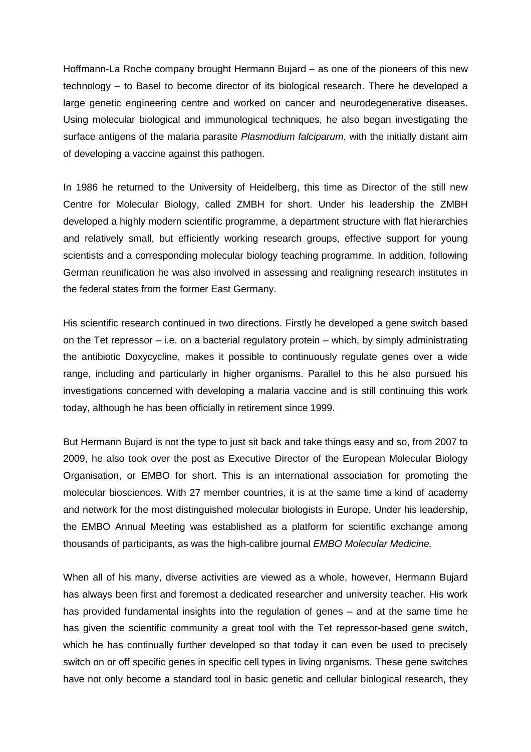Hoffmann-La Roche company brought Hermann Bujard – as one of the pioneers of this new technology – to Basel to become director of its biological research. There he developed a large genetic engineering centre and worked on cancer and neurodegenerative diseases. Using molecular biological and immunological techniques, he also began investigating the surface antigens of the malaria parasite *Plasmodium falciparum*, with the initially distant aim of developing a vaccine against this pathogen.

In 1986 he returned to the University of Heidelberg, this time as Director of the still new Centre for Molecular Biology, called ZMBH for short. Under his leadership the ZMBH developed a highly modern scientific programme, a department structure with flat hierarchies and relatively small, but efficiently working research groups, effective support for young scientists and a corresponding molecular biology teaching programme. In addition, following German reunification he was also involved in assessing and realigning research institutes in the federal states from the former East Germany.

His scientific research continued in two directions. Firstly he developed a gene switch based on the Tet repressor – i.e. on a bacterial regulatory protein – which, by simply administrating the antibiotic Doxycycline, makes it possible to continuously regulate genes over a wide range, including and particularly in higher organisms. Parallel to this he also pursued his investigations concerned with developing a malaria vaccine and is still continuing this work today, although he has been officially in retirement since 1999.

But Hermann Bujard is not the type to just sit back and take things easy and so, from 2007 to 2009, he also took over the post as Executive Director of the European Molecular Biology Organisation, or EMBO for short. This is an international association for promoting the molecular biosciences. With 27 member countries, it is at the same time a kind of academy and network for the most distinguished molecular biologists in Europe. Under his leadership, the EMBO Annual Meeting was established as a platform for scientific exchange among thousands of participants, as was the high-calibre journal *EMBO Molecular Medicine.*

When all of his many, diverse activities are viewed as a whole, however, Hermann Bujard has always been first and foremost a dedicated researcher and university teacher. His work has provided fundamental insights into the regulation of genes – and at the same time he has given the scientific community a great tool with the Tet repressor-based gene switch, which he has continually further developed so that today it can even be used to precisely switch on or off specific genes in specific cell types in living organisms. These gene switches have not only become a standard tool in basic genetic and cellular biological research, they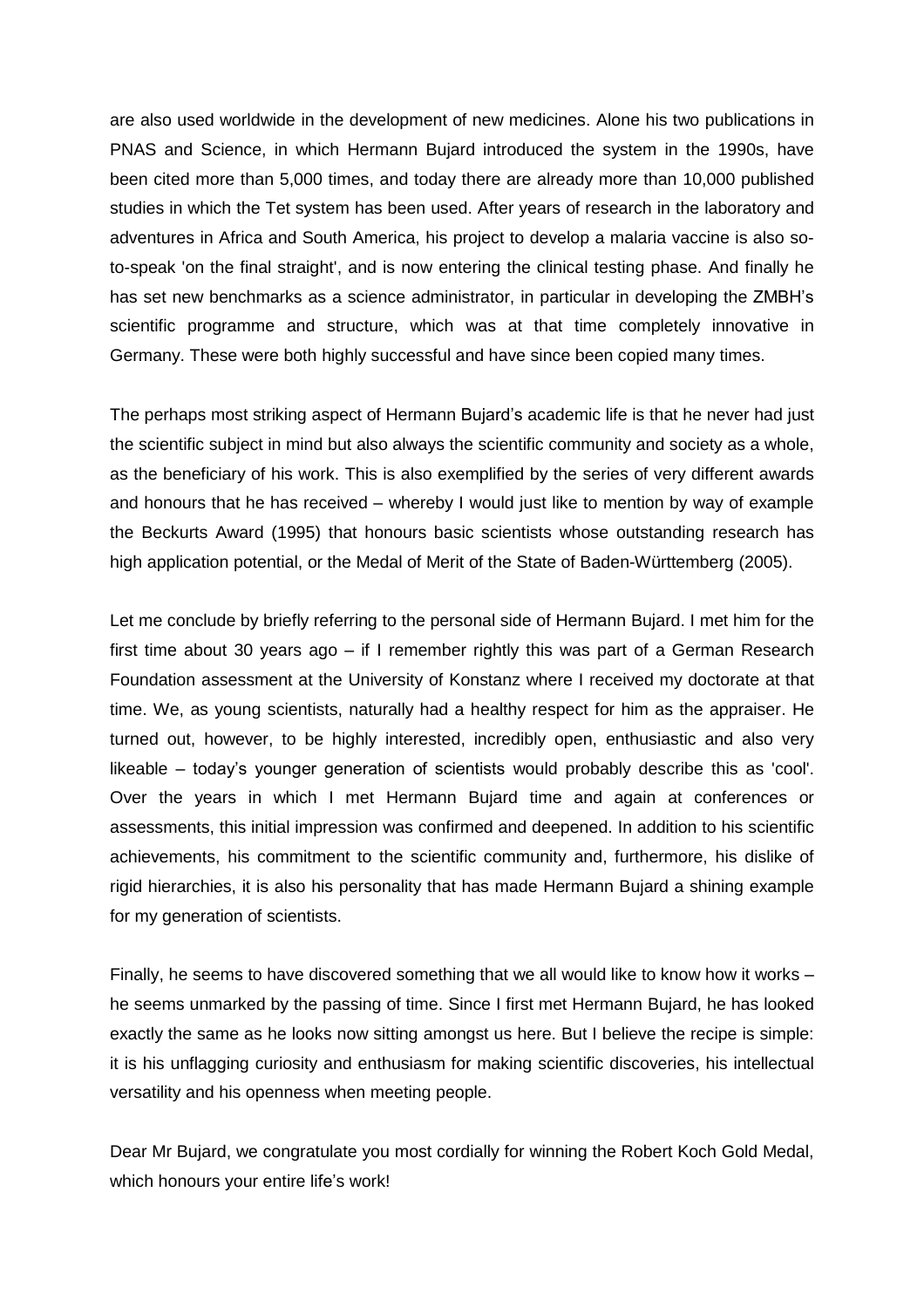are also used worldwide in the development of new medicines. Alone his two publications in PNAS and Science, in which Hermann Bujard introduced the system in the 1990s, have been cited more than 5,000 times, and today there are already more than 10,000 published studies in which the Tet system has been used. After years of research in the laboratory and adventures in Africa and South America, his project to develop a malaria vaccine is also so-to-speak 'on the final straight', and is now entering the clinical testing phase. And finally he has set new benchmarks as a science administrator, in particular in developing the ZMBH's scientific programme and structure, which was at that time completely innovative in Germany. These were both highly successful and have since been copied many times.

The perhaps most striking aspect of Hermann Bujard's academic life is that he never had just the scientific subject in mind but also always the scientific community and society as a whole, as the beneficiary of his work. This is also exemplified by the series of very different awards and honours that he has received – whereby I would just like to mention by way of example the Beckurts Award (1995) that honours basic scientists whose outstanding research has high application potential, or the Medal of Merit of the State of Baden-Württemberg (2005).

Let me conclude by briefly referring to the personal side of Hermann Bujard. I met him for the first time about 30 years ago – if I remember rightly this was part of a German Research Foundation assessment at the University of Konstanz where I received my doctorate at that time. We, as young scientists, naturally had a healthy respect for him as the appraiser. He turned out, however, to be highly interested, incredibly open, enthusiastic and also very likeable – today's younger generation of scientists would probably describe this as 'cool'. Over the years in which I met Hermann Bujard time and again at conferences or assessments, this initial impression was confirmed and deepened. In addition to his scientific achievements, his commitment to the scientific community and, furthermore, his dislike of rigid hierarchies, it is also his personality that has made Hermann Bujard a shining example for my generation of scientists.

Finally, he seems to have discovered something that we all would like to know how it works – he seems unmarked by the passing of time. Since I first met Hermann Bujard, he has looked exactly the same as he looks now sitting amongst us here. But I believe the recipe is simple: it is his unflagging curiosity and enthusiasm for making scientific discoveries, his intellectual versatility and his openness when meeting people.

Dear Mr Bujard, we congratulate you most cordially for winning the Robert Koch Gold Medal, which honours your entire life's work!